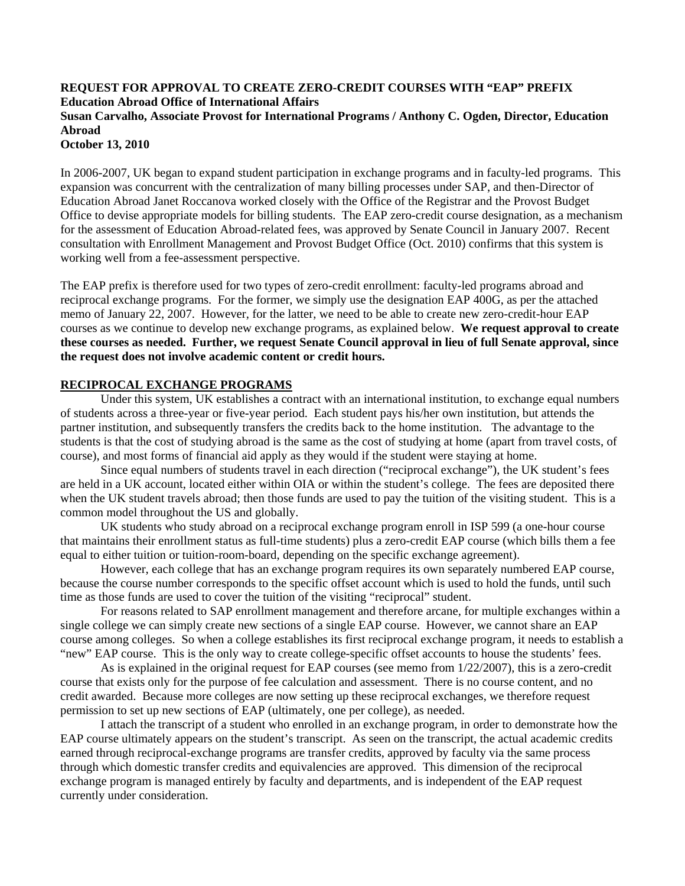**REQUEST FOR APPROVAL TO CREATE ZERO-CREDIT COURSES WITH "EAP" PREFIX**
**Education Abroad Office of International Affairs**
**Susan Carvalho, Associate Provost for International Programs / Anthony C. Ogden, Director, Education Abroad**
**October 13, 2010**

In 2006-2007, UK began to expand student participation in exchange programs and in faculty-led programs. This expansion was concurrent with the centralization of many billing processes under SAP, and then-Director of Education Abroad Janet Roccanova worked closely with the Office of the Registrar and the Provost Budget Office to devise appropriate models for billing students. The EAP zero-credit course designation, as a mechanism for the assessment of Education Abroad-related fees, was approved by Senate Council in January 2007. Recent consultation with Enrollment Management and Provost Budget Office (Oct. 2010) confirms that this system is working well from a fee-assessment perspective.

The EAP prefix is therefore used for two types of zero-credit enrollment: faculty-led programs abroad and reciprocal exchange programs. For the former, we simply use the designation EAP 400G, as per the attached memo of January 22, 2007. However, for the latter, we need to be able to create new zero-credit-hour EAP courses as we continue to develop new exchange programs, as explained below. **We request approval to create these courses as needed. Further, we request Senate Council approval in lieu of full Senate approval, since the request does not involve academic content or credit hours.**

**RECIPROCAL EXCHANGE PROGRAMS**

Under this system, UK establishes a contract with an international institution, to exchange equal numbers of students across a three-year or five-year period. Each student pays his/her own institution, but attends the partner institution, and subsequently transfers the credits back to the home institution. The advantage to the students is that the cost of studying abroad is the same as the cost of studying at home (apart from travel costs, of course), and most forms of financial aid apply as they would if the student were staying at home.

Since equal numbers of students travel in each direction ("reciprocal exchange"), the UK student's fees are held in a UK account, located either within OIA or within the student's college. The fees are deposited there when the UK student travels abroad; then those funds are used to pay the tuition of the visiting student. This is a common model throughout the US and globally.

UK students who study abroad on a reciprocal exchange program enroll in ISP 599 (a one-hour course that maintains their enrollment status as full-time students) plus a zero-credit EAP course (which bills them a fee equal to either tuition or tuition-room-board, depending on the specific exchange agreement).

However, each college that has an exchange program requires its own separately numbered EAP course, because the course number corresponds to the specific offset account which is used to hold the funds, until such time as those funds are used to cover the tuition of the visiting "reciprocal" student.

For reasons related to SAP enrollment management and therefore arcane, for multiple exchanges within a single college we can simply create new sections of a single EAP course. However, we cannot share an EAP course among colleges. So when a college establishes its first reciprocal exchange program, it needs to establish a "new" EAP course. This is the only way to create college-specific offset accounts to house the students' fees.

As is explained in the original request for EAP courses (see memo from 1/22/2007), this is a zero-credit course that exists only for the purpose of fee calculation and assessment. There is no course content, and no credit awarded. Because more colleges are now setting up these reciprocal exchanges, we therefore request permission to set up new sections of EAP (ultimately, one per college), as needed.

I attach the transcript of a student who enrolled in an exchange program, in order to demonstrate how the EAP course ultimately appears on the student's transcript. As seen on the transcript, the actual academic credits earned through reciprocal-exchange programs are transfer credits, approved by faculty via the same process through which domestic transfer credits and equivalencies are approved. This dimension of the reciprocal exchange program is managed entirely by faculty and departments, and is independent of the EAP request currently under consideration.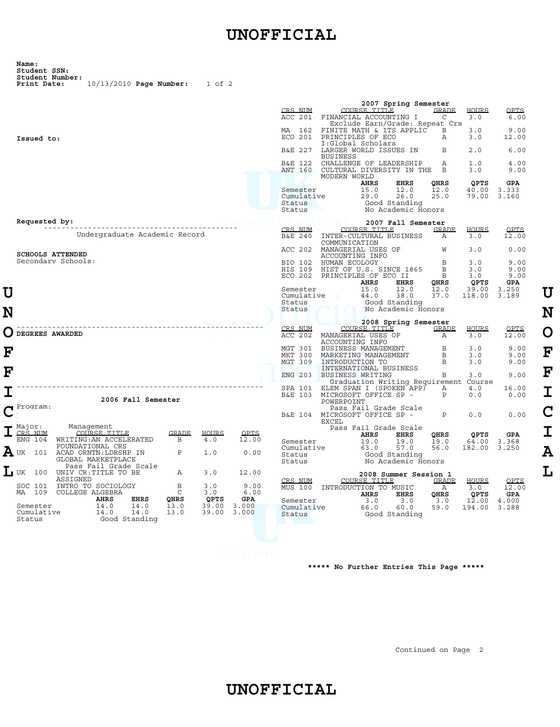# UNOFFICIAL

**Name:**
**Student SSN:**
**Student Number:**
**Print Date:** 10/13/2010 **Page Number:** 1 of 2

**Issued to:**

**Requested by:**

Undergraduate Academic Record

**SCHOOLS ATTENDED**

Secondary Schools:

**DEGREES AWARDED**

### 2006 Fall Semester

Program:

Major: Management

| CRS NUM | COURSE TITLE | GRADE | HOURS | QPTS |
|---|---|---|---|---|
| ENG 104 | WRITING:AN ACCELERATED FOUNDATIONAL CRS | B | 4.0 | 12.00 |
| UK 101 | ACAD ORNTN:LDRSHP IN GLOBAL MARKETPLACE<br>Pass Fail Grade Scale | P | 1.0 | 0.00 |
| UK 100 | UNIV CR:TITLE TO BE ASSIGNED | A | 3.0 | 12.00 |
| SOC 101 | INTRO TO SOCIOLOGY | B | 3.0 | 9.00 |
| MA 109 | COLLEGE ALGEBRA | C | 3.0 | 6.00 |

| | AHRS | EHRS | QHRS | QPTS | GPA |
|---|---|---|---|---|---|
| Semester | 14.0 | 14.0 | 13.0 | 39.00 | 3.000 |
| Cumulative | 14.0 | 14.0 | 13.0 | 39.00 | 3.000 |
| Status | Good Standing | | | | |

### 2007 Spring Semester

| CRS NUM | COURSE TITLE | GRADE | HOURS | QPTS |
|---|---|---|---|---|
| ACC 201 | FINANCIAL ACCOUNTING I<br>Exclude Earn/Grade: Repeat Crs | C | 3.0 | 6.00 |
| MA 162 | FINITE MATH & ITS APPLIC | B | 3.0 | 9.00 |
| ECO 201 | PRINCIPLES OF ECO<br>I:Global Scholars | A | 3.0 | 12.00 |
| B&E 227 | LARGER WORLD ISSUES IN BUSINESS | B | 2.0 | 6.00 |
| B&E 122 | CHALLENGE OF LEADERSHIP | A | 1.0 | 4.00 |
| ANT 160 | CULTURAL DIVERSITY IN THE MODERN WORLD | B | 3.0 | 9.00 |

| | AHRS | EHRS | QHRS | QPTS | GPA |
|---|---|---|---|---|---|
| Semester | 15.0 | 12.0 | 12.0 | 40.00 | 3.333 |
| Cumulative | 29.0 | 26.0 | 25.0 | 79.00 | 3.160 |
| Status | Good Standing | | | | |
| Status | No Academic Honors | | | | |

### 2007 Fall Semester

| CRS NUM | COURSE TITLE | GRADE | HOURS | QPTS |
|---|---|---|---|---|
| B&E 240 | INTER-CULTURAL BUSINESS COMMUNICATION | A | 3.0 | 12.00 |
| ACC 202 | MANAGERIAL USES OF ACCOUNTING INFO | W | 3.0 | 0.00 |
| BIO 102 | HUMAN ECOLOGY | B | 3.0 | 9.00 |
| HIS 109 | HIST OF U.S. SINCE 1865 | B | 3.0 | 9.00 |
| ECO 202 | PRINCIPLES OF ECO II | B | 3.0 | 9.00 |

| | AHRS | EHRS | QHRS | QPTS | GPA |
|---|---|---|---|---|---|
| Semester | 15.0 | 12.0 | 12.0 | 39.00 | 3.250 |
| Cumulative | 44.0 | 38.0 | 37.0 | 118.00 | 3.189 |
| Status | Good Standing | | | | |
| Status | No Academic Honors | | | | |

### 2008 Spring Semester

| CRS NUM | COURSE TITLE | GRADE | HOURS | QPTS |
|---|---|---|---|---|
| ACC 202 | MANAGERIAL USES OF ACCOUNTING INFO | A | 3.0 | 12.00 |
| MGT 301 | BUSINESS MANAGEMENT | B | 3.0 | 9.00 |
| MKT 300 | MARKETING MANAGEMENT | B | 3.0 | 9.00 |
| MGT 309 | INTRODUCTION TO INTERNATIONAL BUSINESS | B | 3.0 | 9.00 |
| ENG 203 | BUSINESS WRITING<br>Graduation Writing Requirement Course | B | 3.0 | 9.00 |
| SPA 101 | ELEM SPAN I (SPOKEN APP) | A | 4.0 | 16.00 |
| B&E 103 | MICROSOFT OFFICE SP - POWERPOINT<br>Pass Fail Grade Scale | P | 0.0 | 0.00 |
| B&E 104 | MICROSOFT OFFICE SP - EXCEL<br>Pass Fail Grade Scale | P | 0.0 | 0.00 |

| | AHRS | EHRS | QHRS | QPTS | GPA |
|---|---|---|---|---|---|
| Semester | 19.0 | 19.0 | 19.0 | 64.00 | 3.368 |
| Cumulative | 63.0 | 57.0 | 56.0 | 182.00 | 3.250 |
| Status | Good Standing | | | | |
| Status | No Academic Honors | | | | |

### 2008 Summer Session 1

| CRS NUM | COURSE TITLE | GRADE | HOURS | QPTS |
|---|---|---|---|---|
| MUS 100 | INTRODUCTION TO MUSIC | A | 3.0 | 12.00 |

| | AHRS | EHRS | QHRS | QPTS | GPA |
|---|---|---|---|---|---|
| Semester | 3.0 | 3.0 | 3.0 | 12.00 | 4.000 |
| Cumulative | 66.0 | 60.0 | 59.0 | 194.00 | 3.288 |
| Status | Good Standing | | | | |

***** No Further Entries This Page *****

Continued on Page 2

# UNOFFICIAL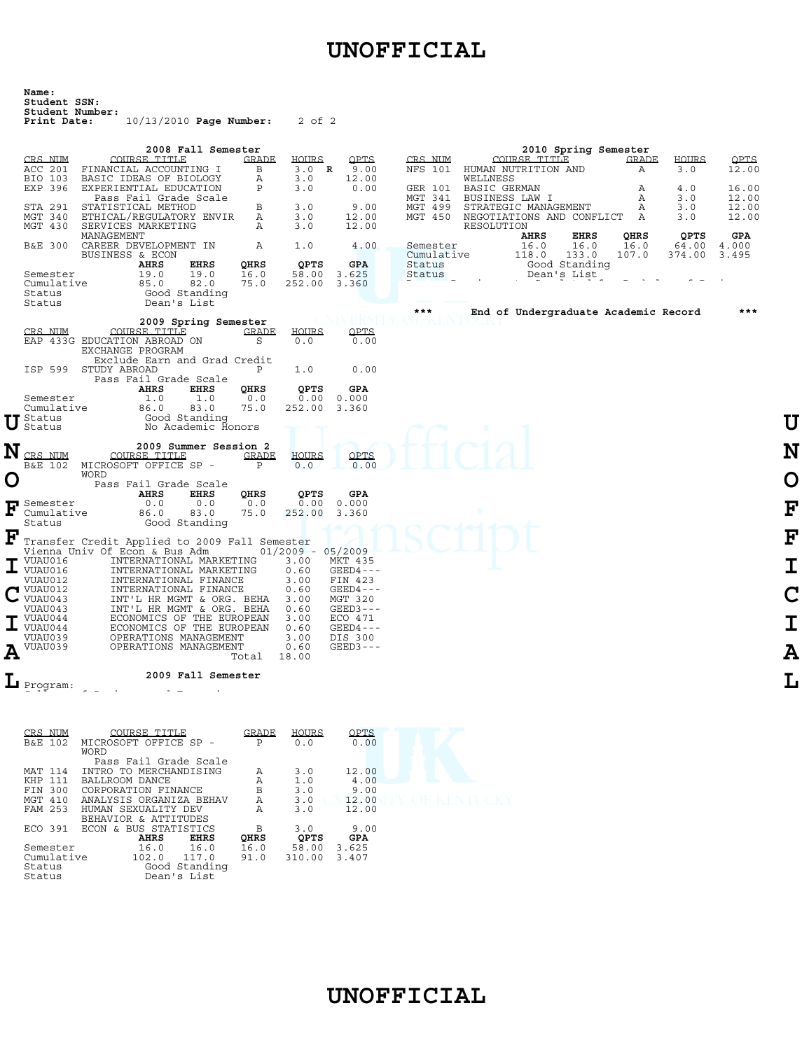# UNOFFICIAL

**Name:**
**Student SSN:**
**Student Number:**
**Print Date:** 10/13/2010 **Page Number:** 2 of 2

### 2008 Fall Semester

| CRS NUM | COURSE TITLE | GRADE | HOURS | QPTS |
|---|---|---|---|---|
| ACC 201 | FINANCIAL ACCOUNTING I | B | 3.0 R | 9.00 |
| BIO 103 | BASIC IDEAS OF BIOLOGY | A | 3.0 | 12.00 |
| EXP 396 | EXPERIENTIAL EDUCATION<br>Pass Fail Grade Scale | P | 3.0 | 0.00 |
| STA 291 | STATISTICAL METHOD | B | 3.0 | 9.00 |
| MGT 340 | ETHICAL/REGULATORY ENVIR | A | 3.0 | 12.00 |
| MGT 430 | SERVICES MARKETING MANAGEMENT | A | 3.0 | 12.00 |
| B&E 300 | CAREER DEVELOPMENT IN BUSINESS & ECON | A | 1.0 | 4.00 |

| | AHRS | EHRS | QHRS | QPTS | GPA |
|---|---|---|---|---|---|
| Semester | 19.0 | 19.0 | 16.0 | 58.00 | 3.625 |
| Cumulative | 85.0 | 82.0 | 75.0 | 252.00 | 3.360 |

Status Good Standing
Status Dean's List

### 2009 Spring Semester

| CRS NUM | COURSE TITLE | GRADE | HOURS | QPTS |
|---|---|---|---|---|
| EAP 433G | EDUCATION ABROAD ON EXCHANGE PROGRAM<br>Exclude Earn and Grad Credit | S | 0.0 | 0.00 |
| ISP 599 | STUDY ABROAD<br>Pass Fail Grade Scale | P | 1.0 | 0.00 |

| | AHRS | EHRS | QHRS | QPTS | GPA |
|---|---|---|---|---|---|
| Semester | 1.0 | 1.0 | 0.0 | 0.00 | 0.000 |
| Cumulative | 86.0 | 83.0 | 75.0 | 252.00 | 3.360 |

Status Good Standing
Status No Academic Honors

### 2009 Summer Session 2

| CRS NUM | COURSE TITLE | GRADE | HOURS | QPTS |
|---|---|---|---|---|
| B&E 102 | MICROSOFT OFFICE SP - WORD<br>Pass Fail Grade Scale | P | 0.0 | 0.00 |

| | AHRS | EHRS | QHRS | QPTS | GPA |
|---|---|---|---|---|---|
| Semester | 0.0 | 0.0 | 0.0 | 0.00 | 0.000 |
| Cumulative | 86.0 | 83.0 | 75.0 | 252.00 | 3.360 |

Status Good Standing

Transfer Credit Applied to 2009 Fall Semester
Vienna Univ Of Econ & Bus Adm 01/2009 - 05/2009

| | | | |
|---|---|---|---|
| VUAU016 | INTERNATIONAL MARKETING | 3.00 | MKT 435 |
| VUAU016 | INTERNATIONAL MARKETING | 0.60 | GEED4--- |
| VUAU012 | INTERNATIONAL FINANCE | 3.00 | FIN 423 |
| VUAU012 | INTERNATIONAL FINANCE | 0.60 | GEED4--- |
| VUAU043 | INT'L HR MGMT & ORG. BEHA | 3.00 | MGT 320 |
| VUAU043 | INT'L HR MGMT & ORG. BEHA | 0.60 | GEED3--- |
| VUAU044 | ECONOMICS OF THE EUROPEAN | 3.00 | ECO 471 |
| VUAU044 | ECONOMICS OF THE EUROPEAN | 0.60 | GEED4--- |
| VUAU039 | OPERATIONS MANAGEMENT | 3.00 | DIS 300 |
| VUAU039 | OPERATIONS MANAGEMENT | 0.60 | GEED3--- |
| | Total | 18.00 | |

### 2009 Fall Semester

Program:

| CRS NUM | COURSE TITLE | GRADE | HOURS | QPTS |
|---|---|---|---|---|
| B&E 102 | MICROSOFT OFFICE SP - WORD<br>Pass Fail Grade Scale | P | 0.0 | 0.00 |
| MAT 114 | INTRO TO MERCHANDISING | A | 3.0 | 12.00 |
| KHP 111 | BALLROOM DANCE | A | 1.0 | 4.00 |
| FIN 300 | CORPORATION FINANCE | B | 3.0 | 9.00 |
| MGT 410 | ANALYSIS ORGANIZA BEHAV | A | 3.0 | 12.00 |
| FAM 253 | HUMAN SEXUALITY DEV BEHAVIOR & ATTITUDES | A | 3.0 | 12.00 |
| ECO 391 | ECON & BUS STATISTICS | B | 3.0 | 9.00 |

| | AHRS | EHRS | QHRS | QPTS | GPA |
|---|---|---|---|---|---|
| Semester | 16.0 | 16.0 | 16.0 | 58.00 | 3.625 |
| Cumulative | 102.0 | 117.0 | 91.0 | 310.00 | 3.407 |

Status Good Standing
Status Dean's List

### 2010 Spring Semester

| CRS NUM | COURSE TITLE | GRADE | HOURS | QPTS |
|---|---|---|---|---|
| NFS 101 | HUMAN NUTRITION AND WELLNESS | A | 3.0 | 12.00 |
| GER 101 | BASIC GERMAN | A | 4.0 | 16.00 |
| MGT 341 | BUSINESS LAW I | A | 3.0 | 12.00 |
| MGT 499 | STRATEGIC MANAGEMENT | A | 3.0 | 12.00 |
| MGT 450 | NEGOTIATIONS AND CONFLICT RESOLUTION | A | 3.0 | 12.00 |

| | AHRS | EHRS | QHRS | QPTS | GPA |
|---|---|---|---|---|---|
| Semester | 16.0 | 16.0 | 16.0 | 64.00 | 4.000 |
| Cumulative | 118.0 | 133.0 | 107.0 | 374.00 | 3.495 |

Status Good Standing
Status Dean's List

\*\*\* End of Undergraduate Academic Record \*\*\*

# UNOFFICIAL